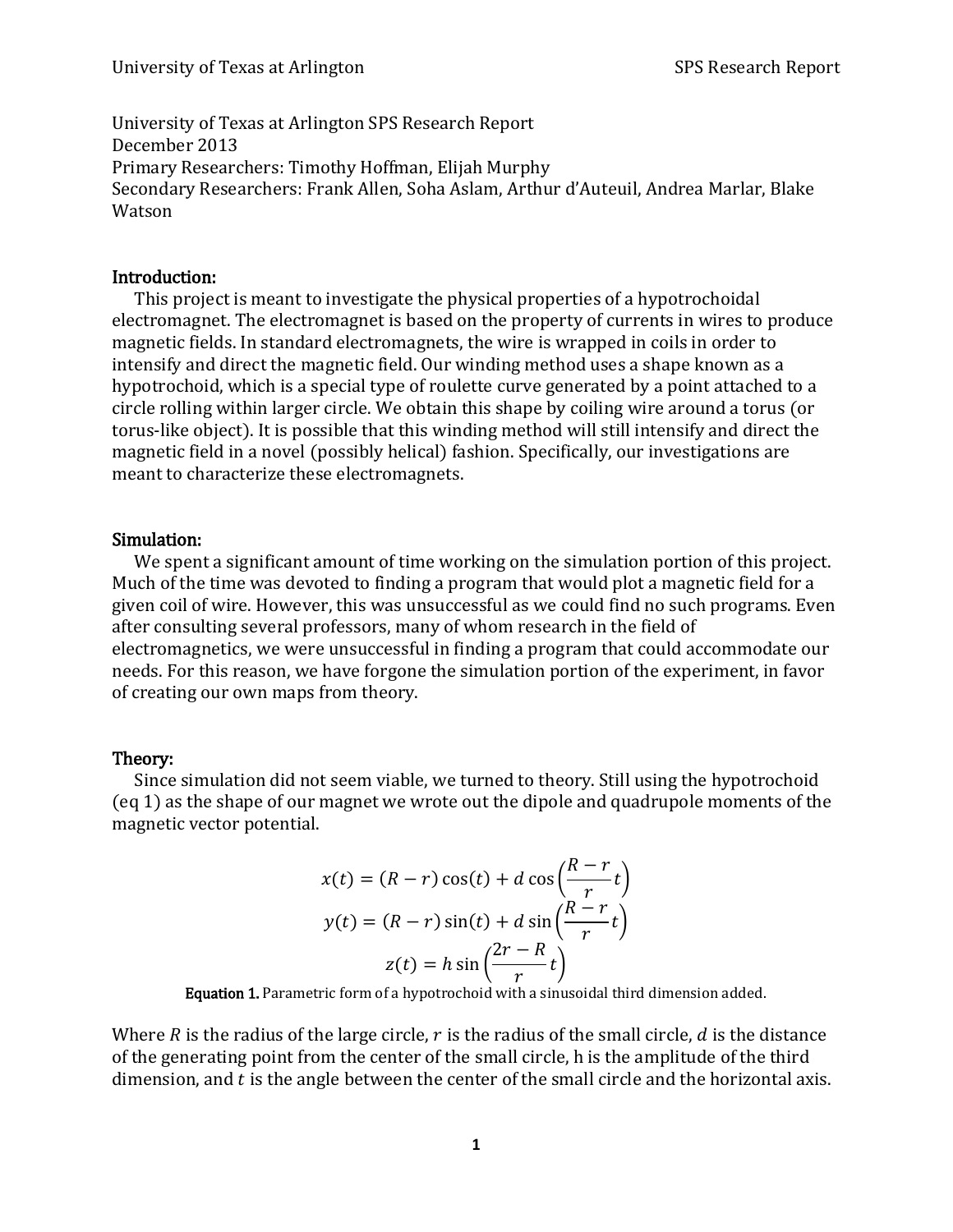University of Texas at Arlington SPS Research Report
December 2013
Primary Researchers: Timothy Hoffman, Elijah Murphy
Secondary Researchers: Frank Allen, Soha Aslam, Arthur d'Auteuil, Andrea Marlar, Blake Watson

## Introduction:

This project is meant to investigate the physical properties of a hypotrochoidal electromagnet. The electromagnet is based on the property of currents in wires to produce magnetic fields. In standard electromagnets, the wire is wrapped in coils in order to intensify and direct the magnetic field. Our winding method uses a shape known as a hypotrochoid, which is a special type of roulette curve generated by a point attached to a circle rolling within larger circle. We obtain this shape by coiling wire around a torus (or torus-like object). It is possible that this winding method will still intensify and direct the magnetic field in a novel (possibly helical) fashion. Specifically, our investigations are meant to characterize these electromagnets.

## Simulation:

We spent a significant amount of time working on the simulation portion of this project. Much of the time was devoted to finding a program that would plot a magnetic field for a given coil of wire. However, this was unsuccessful as we could find no such programs. Even after consulting several professors, many of whom research in the field of electromagnetics, we were unsuccessful in finding a program that could accommodate our needs. For this reason, we have forgone the simulation portion of the experiment, in favor of creating our own maps from theory.

## Theory:

Since simulation did not seem viable, we turned to theory. Still using the hypotrochoid (eq 1) as the shape of our magnet we wrote out the dipole and quadrupole moments of the magnetic vector potential.

$$x(t) = (R - r)\cos(t) + d\cos\left(\frac{R - r}{r}t\right)$$
$$y(t) = (R - r)\sin(t) + d\sin\left(\frac{R - r}{r}t\right)$$
$$z(t) = h\sin\left(\frac{2r - R}{r}t\right)$$

**Equation 1.** Parametric form of a hypotrochoid with a sinusoidal third dimension added.

Where $R$ is the radius of the large circle, $r$ is the radius of the small circle, $d$ is the distance of the generating point from the center of the small circle, h is the amplitude of the third dimension, and $t$ is the angle between the center of the small circle and the horizontal axis.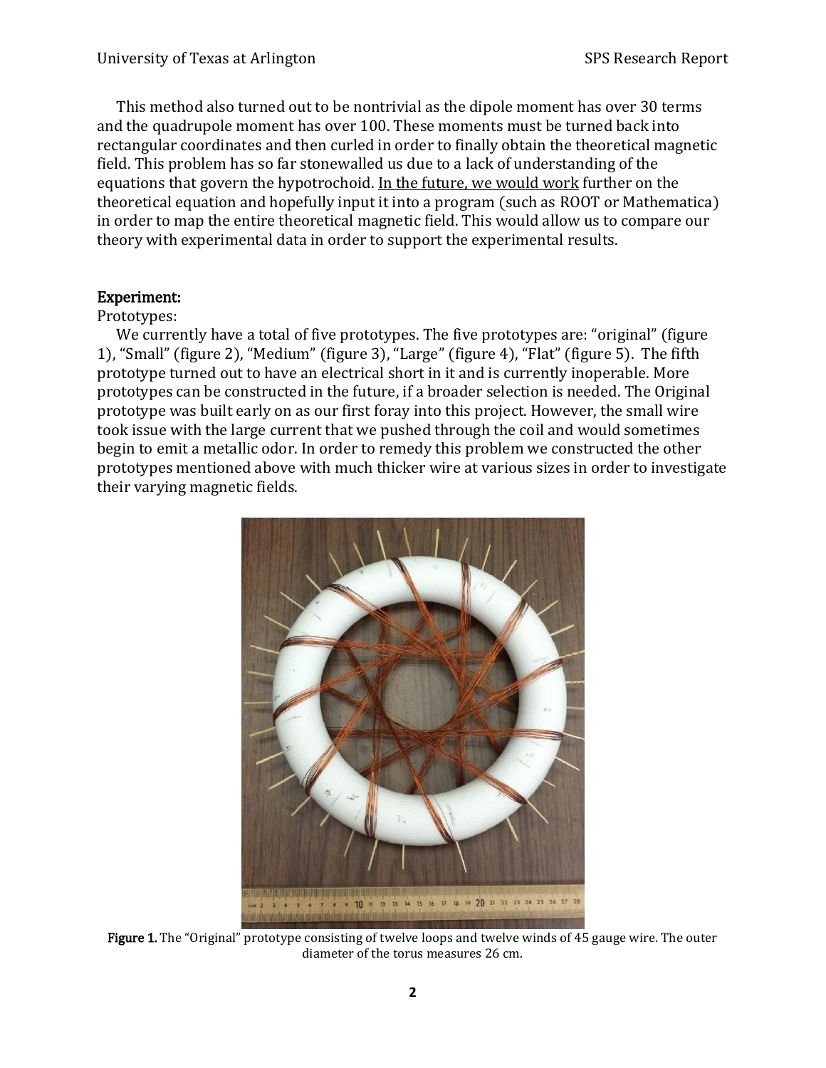This method also turned out to be nontrivial as the dipole moment has over 30 terms and the quadrupole moment has over 100. These moments must be turned back into rectangular coordinates and then curled in order to finally obtain the theoretical magnetic field. This problem has so far stonewalled us due to a lack of understanding of the equations that govern the hypotrochoid. <u>In the future, we would work</u> further on the theoretical equation and hopefully input it into a program (such as ROOT or Mathematica) in order to map the entire theoretical magnetic field. This would allow us to compare our theory with experimental data in order to support the experimental results.

## Experiment:

Prototypes:

We currently have a total of five prototypes. The five prototypes are: "original" (figure 1), "Small" (figure 2), "Medium" (figure 3), "Large" (figure 4), "Flat" (figure 5). The fifth prototype turned out to have an electrical short in it and is currently inoperable. More prototypes can be constructed in the future, if a broader selection is needed. The Original prototype was built early on as our first foray into this project. However, the small wire took issue with the large current that we pushed through the coil and would sometimes begin to emit a metallic odor. In order to remedy this problem we constructed the other prototypes mentioned above with much thicker wire at various sizes in order to investigate their varying magnetic fields.

**Figure 1.** The "Original" prototype consisting of twelve loops and twelve winds of 45 gauge wire. The outer diameter of the torus measures 26 cm.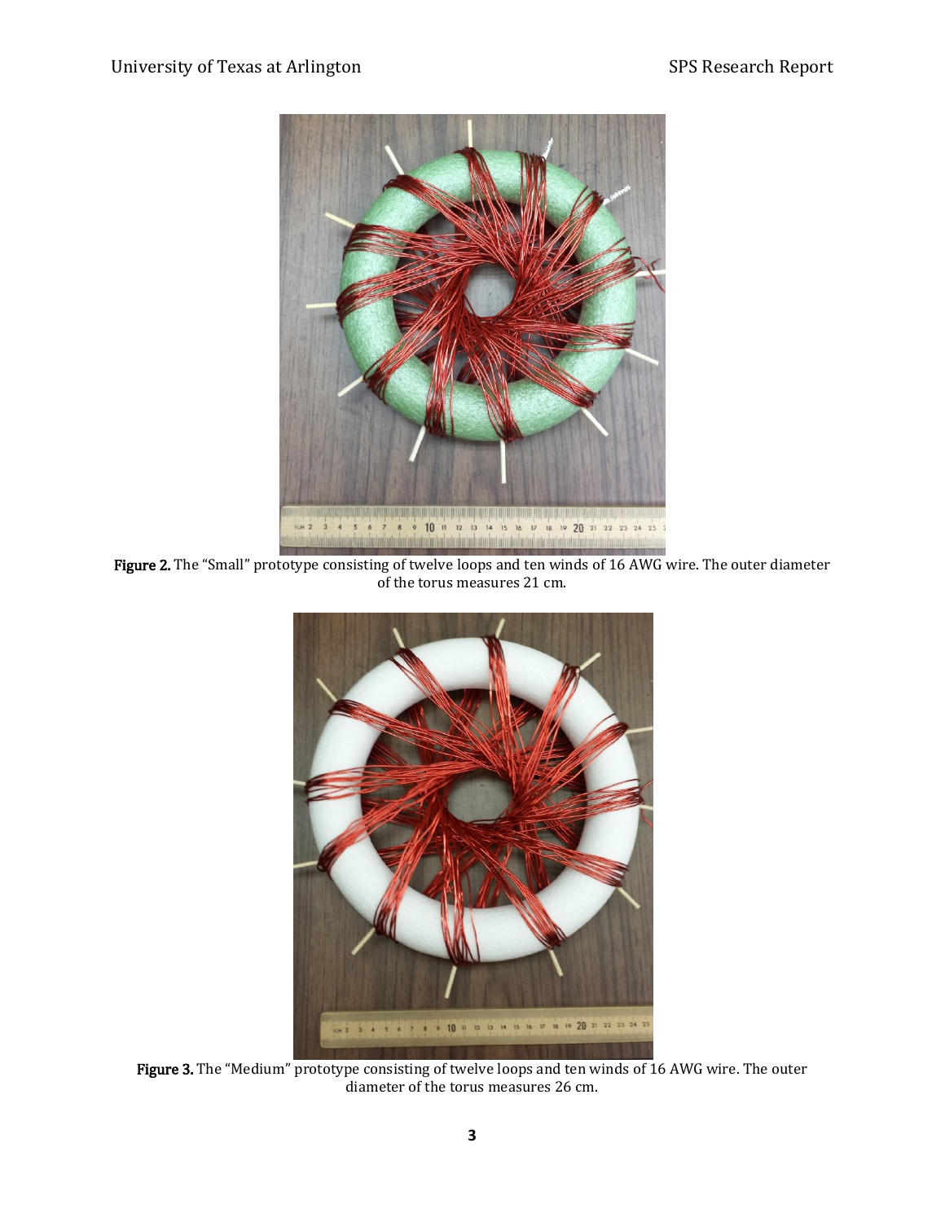**Figure 2.** The "Small" prototype consisting of twelve loops and ten winds of 16 AWG wire. The outer diameter of the torus measures 21 cm.

**Figure 3.** The "Medium" prototype consisting of twelve loops and ten winds of 16 AWG wire. The outer diameter of the torus measures 26 cm.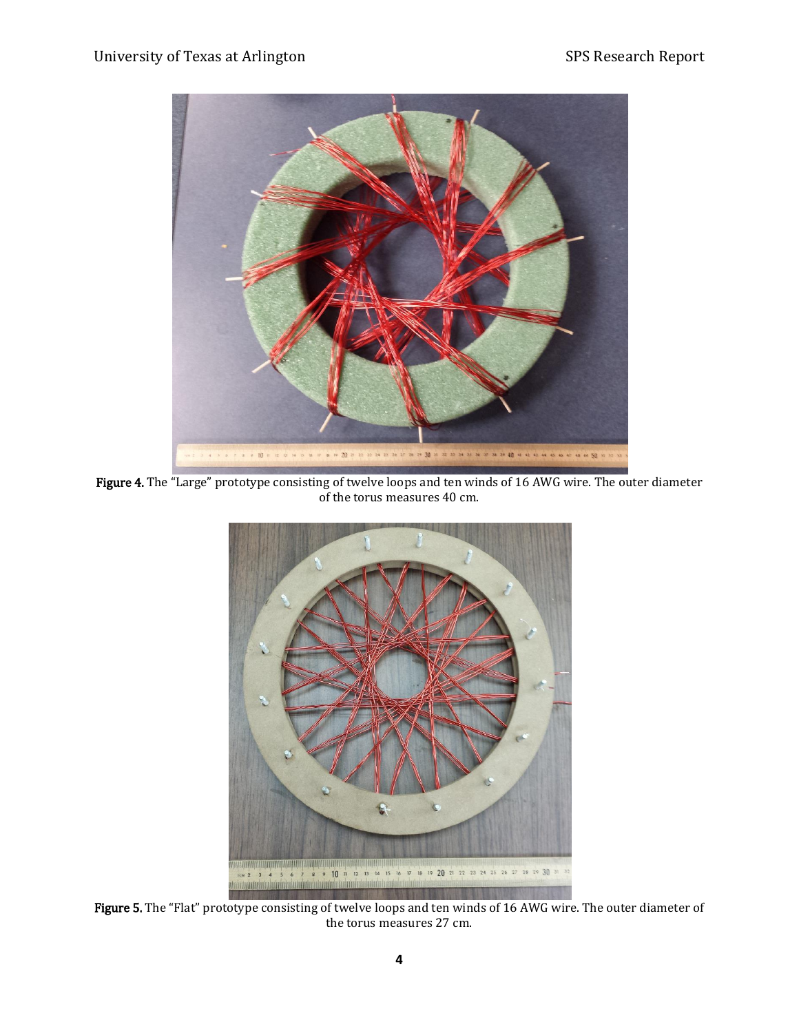**Figure 4.** The "Large" prototype consisting of twelve loops and ten winds of 16 AWG wire. The outer diameter of the torus measures 40 cm.

**Figure 5.** The "Flat" prototype consisting of twelve loops and ten winds of 16 AWG wire. The outer diameter of the torus measures 27 cm.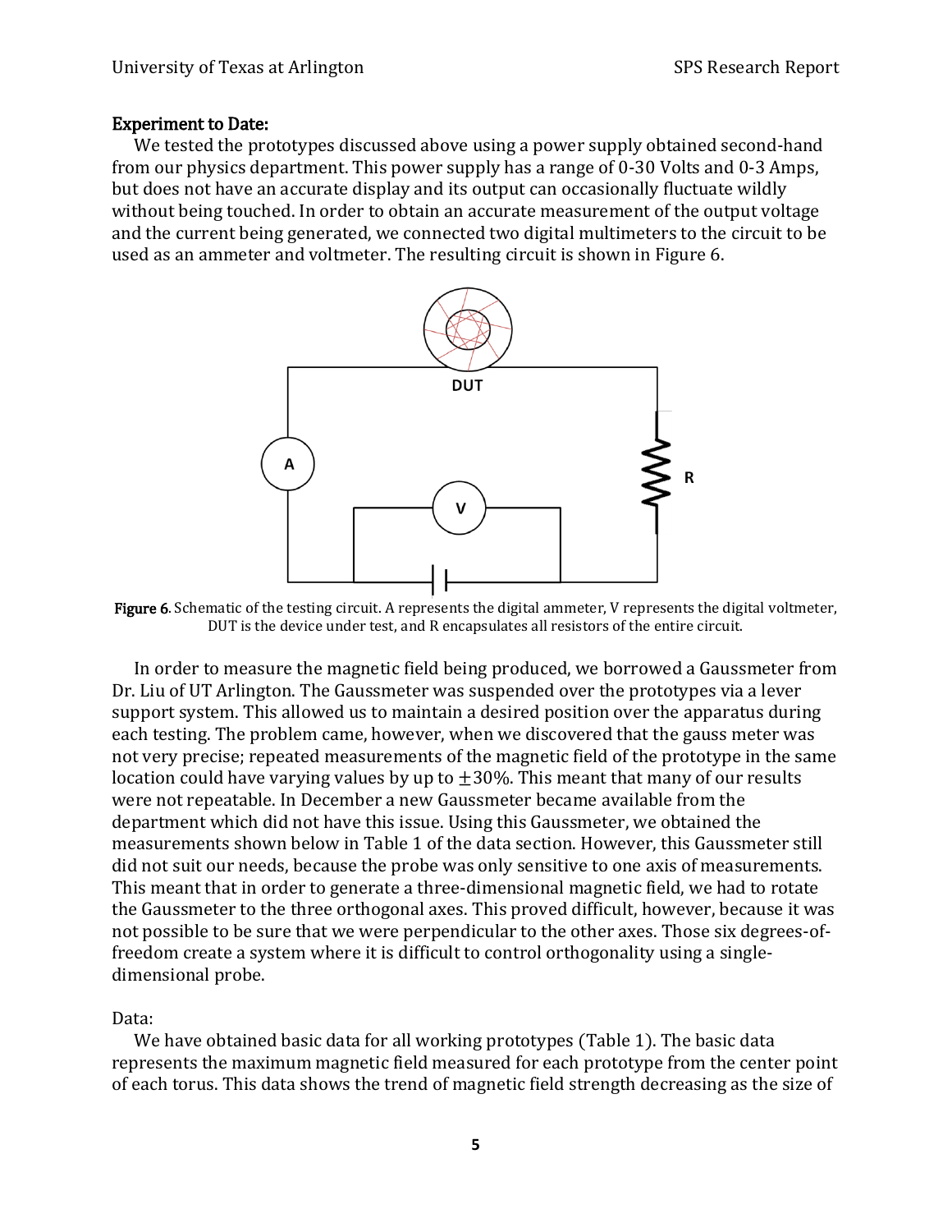## Experiment to Date:

We tested the prototypes discussed above using a power supply obtained second-hand from our physics department. This power supply has a range of 0-30 Volts and 0-3 Amps, but does not have an accurate display and its output can occasionally fluctuate wildly without being touched. In order to obtain an accurate measurement of the output voltage and the current being generated, we connected two digital multimeters to the circuit to be used as an ammeter and voltmeter. The resulting circuit is shown in Figure 6.

**Figure 6**. Schematic of the testing circuit. A represents the digital ammeter, V represents the digital voltmeter, DUT is the device under test, and R encapsulates all resistors of the entire circuit.

In order to measure the magnetic field being produced, we borrowed a Gaussmeter from Dr. Liu of UT Arlington. The Gaussmeter was suspended over the prototypes via a lever support system. This allowed us to maintain a desired position over the apparatus during each testing. The problem came, however, when we discovered that the gauss meter was not very precise; repeated measurements of the magnetic field of the prototype in the same location could have varying values by up to $\pm 30\%$. This meant that many of our results were not repeatable. In December a new Gaussmeter became available from the department which did not have this issue. Using this Gaussmeter, we obtained the measurements shown below in Table 1 of the data section. However, this Gaussmeter still did not suit our needs, because the probe was only sensitive to one axis of measurements. This meant that in order to generate a three-dimensional magnetic field, we had to rotate the Gaussmeter to the three orthogonal axes. This proved difficult, however, because it was not possible to be sure that we were perpendicular to the other axes. Those six degrees-of-freedom create a system where it is difficult to control orthogonality using a single-dimensional probe.

Data:

We have obtained basic data for all working prototypes (Table 1). The basic data represents the maximum magnetic field measured for each prototype from the center point of each torus. This data shows the trend of magnetic field strength decreasing as the size of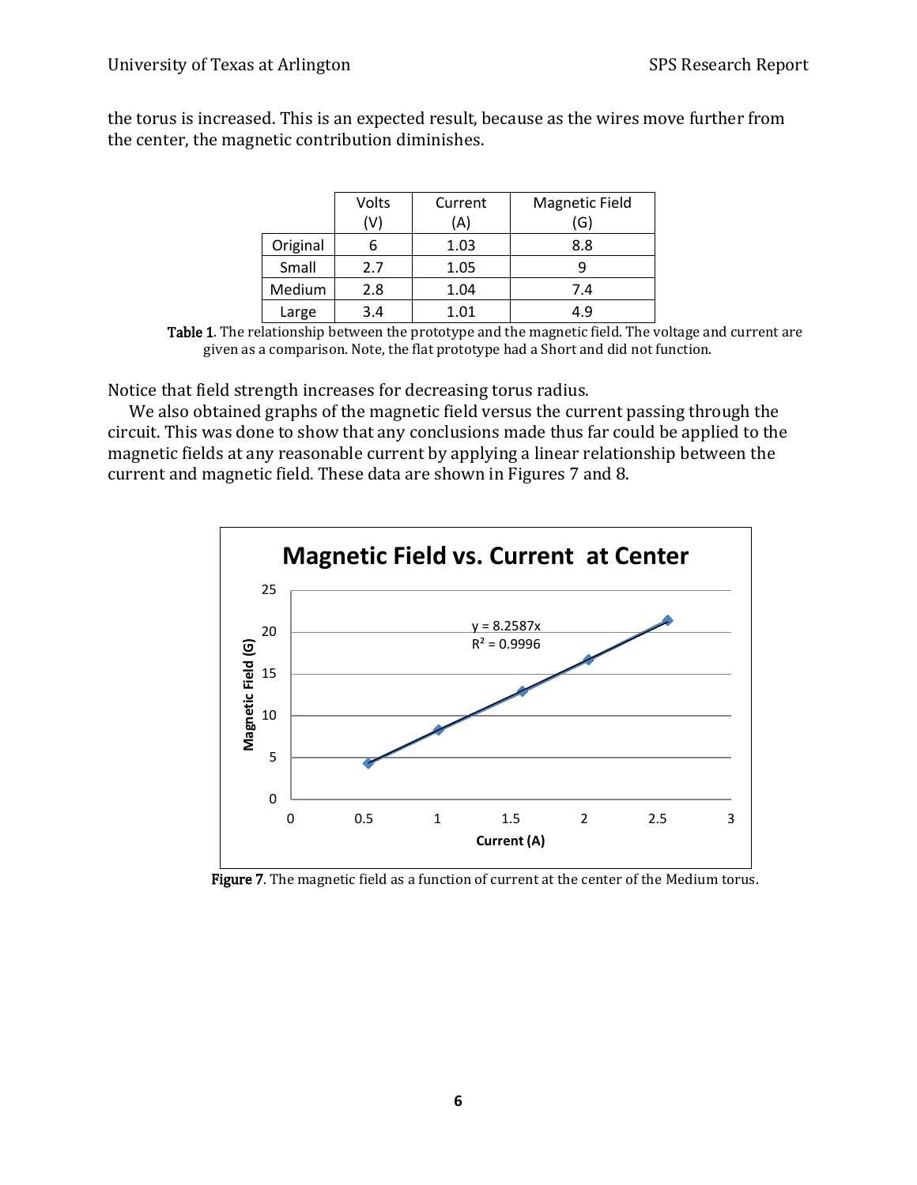the torus is increased. This is an expected result, because as the wires move further from the center, the magnetic contribution diminishes.

| | Volts (V) | Current (A) | Magnetic Field (G) |
|---|---|---|---|
| Original | 6 | 1.03 | 8.8 |
| Small | 2.7 | 1.05 | 9 |
| Medium | 2.8 | 1.04 | 7.4 |
| Large | 3.4 | 1.01 | 4.9 |

**Table 1**. The relationship between the prototype and the magnetic field. The voltage and current are given as a comparison. Note, the flat prototype had a Short and did not function.

Notice that field strength increases for decreasing torus radius.

We also obtained graphs of the magnetic field versus the current passing through the circuit. This was done to show that any conclusions made thus far could be applied to the magnetic fields at any reasonable current by applying a linear relationship between the current and magnetic field. These data are shown in Figures 7 and 8.

**Figure 7**. The magnetic field as a function of current at the center of the Medium torus.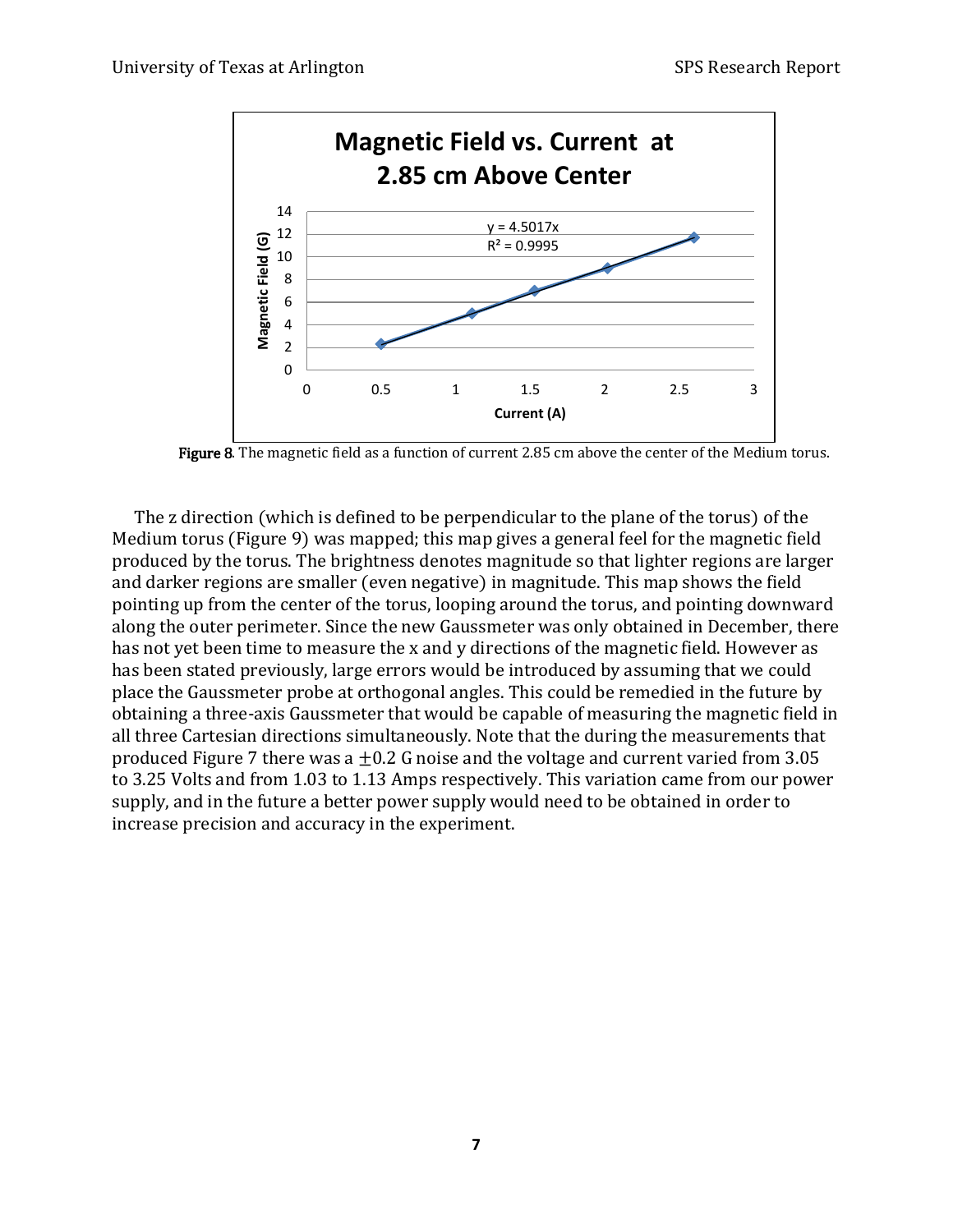Figure 8. The magnetic field as a function of current 2.85 cm above the center of the Medium torus.

The z direction (which is defined to be perpendicular to the plane of the torus) of the Medium torus (Figure 9) was mapped; this map gives a general feel for the magnetic field produced by the torus. The brightness denotes magnitude so that lighter regions are larger and darker regions are smaller (even negative) in magnitude. This map shows the field pointing up from the center of the torus, looping around the torus, and pointing downward along the outer perimeter. Since the new Gaussmeter was only obtained in December, there has not yet been time to measure the x and y directions of the magnetic field. However as has been stated previously, large errors would be introduced by assuming that we could place the Gaussmeter probe at orthogonal angles. This could be remedied in the future by obtaining a three-axis Gaussmeter that would be capable of measuring the magnetic field in all three Cartesian directions simultaneously. Note that the during the measurements that produced Figure 7 there was a $\pm 0.2$ G noise and the voltage and current varied from 3.05 to 3.25 Volts and from 1.03 to 1.13 Amps respectively. This variation came from our power supply, and in the future a better power supply would need to be obtained in order to increase precision and accuracy in the experiment.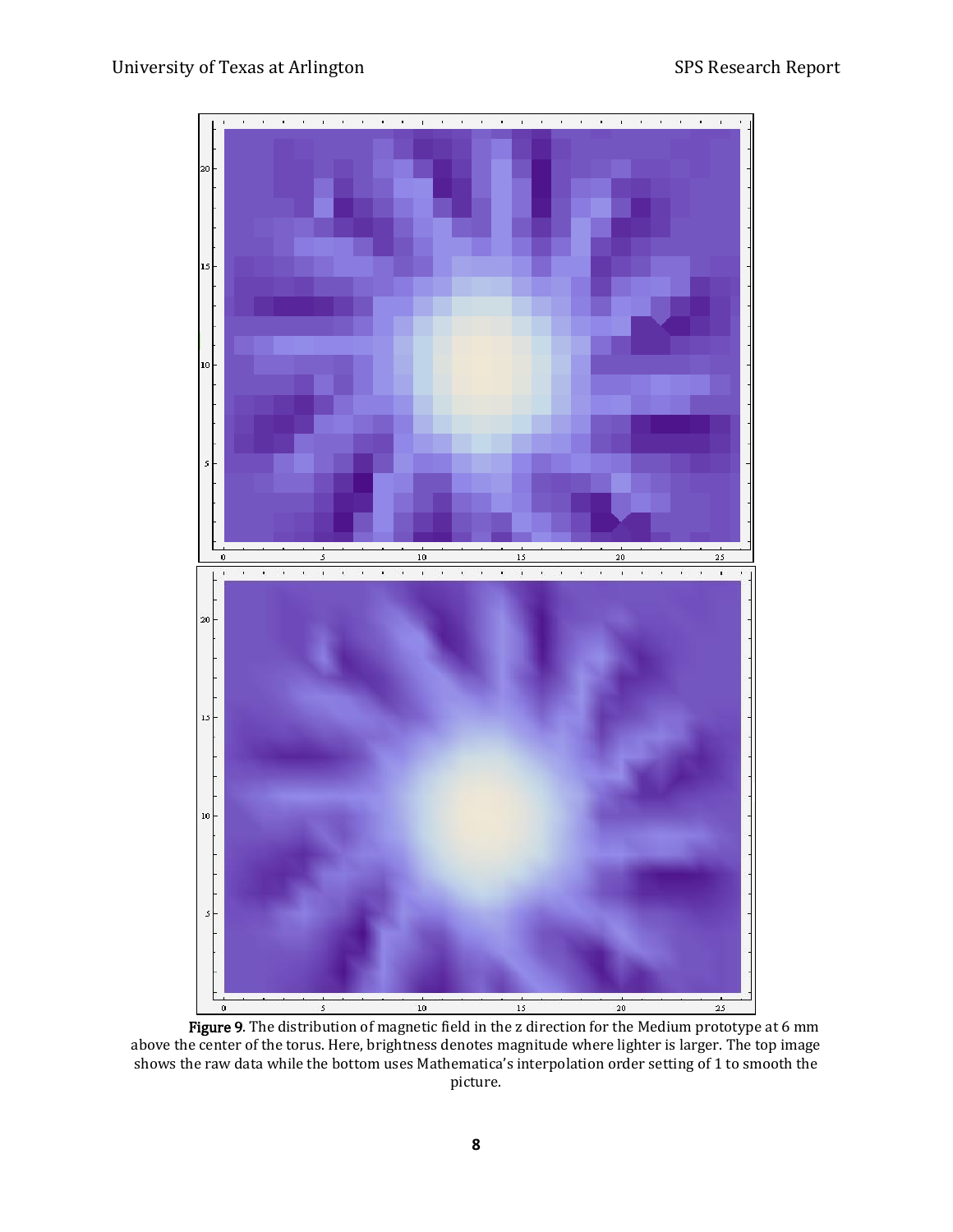**Figure 9**. The distribution of magnetic field in the z direction for the Medium prototype at 6 mm above the center of the torus. Here, brightness denotes magnitude where lighter is larger. The top image shows the raw data while the bottom uses Mathematica's interpolation order setting of 1 to smooth the picture.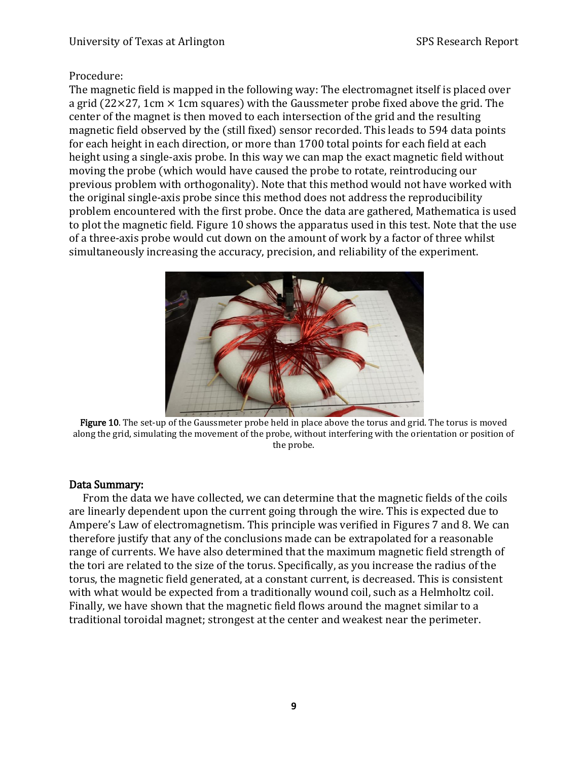Procedure:

The magnetic field is mapped in the following way: The electromagnet itself is placed over a grid (22×27, 1cm × 1cm squares) with the Gaussmeter probe fixed above the grid. The center of the magnet is then moved to each intersection of the grid and the resulting magnetic field observed by the (still fixed) sensor recorded. This leads to 594 data points for each height in each direction, or more than 1700 total points for each field at each height using a single-axis probe. In this way we can map the exact magnetic field without moving the probe (which would have caused the probe to rotate, reintroducing our previous problem with orthogonality). Note that this method would not have worked with the original single-axis probe since this method does not address the reproducibility problem encountered with the first probe. Once the data are gathered, Mathematica is used to plot the magnetic field. Figure 10 shows the apparatus used in this test. Note that the use of a three-axis probe would cut down on the amount of work by a factor of three whilst simultaneously increasing the accuracy, precision, and reliability of the experiment.

**Figure 10**. The set-up of the Gaussmeter probe held in place above the torus and grid. The torus is moved along the grid, simulating the movement of the probe, without interfering with the orientation or position of the probe.

## Data Summary:

From the data we have collected, we can determine that the magnetic fields of the coils are linearly dependent upon the current going through the wire. This is expected due to Ampere's Law of electromagnetism. This principle was verified in Figures 7 and 8. We can therefore justify that any of the conclusions made can be extrapolated for a reasonable range of currents. We have also determined that the maximum magnetic field strength of the tori are related to the size of the torus. Specifically, as you increase the radius of the torus, the magnetic field generated, at a constant current, is decreased. This is consistent with what would be expected from a traditionally wound coil, such as a Helmholtz coil. Finally, we have shown that the magnetic field flows around the magnet similar to a traditional toroidal magnet; strongest at the center and weakest near the perimeter.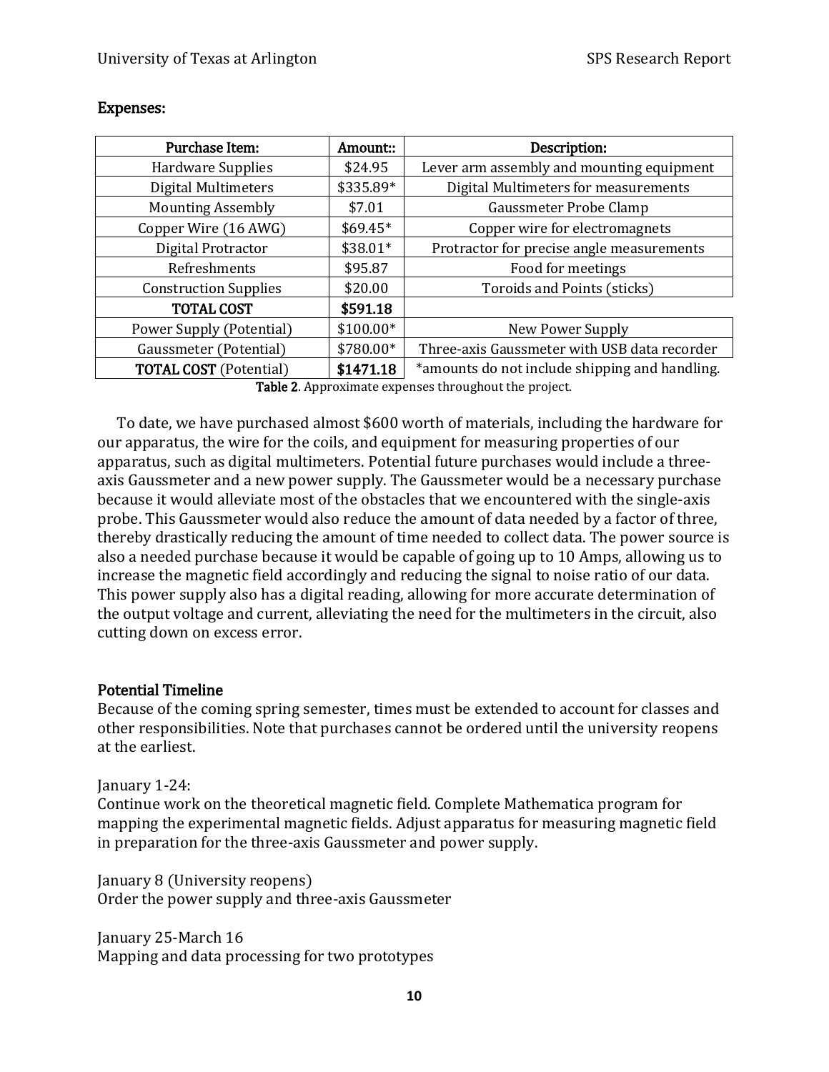## Expenses:

| Purchase Item: | Amount:: | Description: |
|---|---|---|
| Hardware Supplies | $24.95 | Lever arm assembly and mounting equipment |
| Digital Multimeters | $335.89* | Digital Multimeters for measurements |
| Mounting Assembly | $7.01 | Gaussmeter Probe Clamp |
| Copper Wire (16 AWG) | $69.45* | Copper wire for electromagnets |
| Digital Protractor | $38.01* | Protractor for precise angle measurements |
| Refreshments | $95.87 | Food for meetings |
| Construction Supplies | $20.00 | Toroids and Points (sticks) |
| **TOTAL COST** | **$591.18** | |
| Power Supply (Potential) | $100.00* | New Power Supply |
| Gaussmeter (Potential) | $780.00* | Three-axis Gaussmeter with USB data recorder |
| **TOTAL COST** (Potential) | **$1471.18** | *amounts do not include shipping and handling. |

**Table 2**. Approximate expenses throughout the project.

To date, we have purchased almost $600 worth of materials, including the hardware for our apparatus, the wire for the coils, and equipment for measuring properties of our apparatus, such as digital multimeters. Potential future purchases would include a three-axis Gaussmeter and a new power supply. The Gaussmeter would be a necessary purchase because it would alleviate most of the obstacles that we encountered with the single-axis probe. This Gaussmeter would also reduce the amount of data needed by a factor of three, thereby drastically reducing the amount of time needed to collect data. The power source is also a needed purchase because it would be capable of going up to 10 Amps, allowing us to increase the magnetic field accordingly and reducing the signal to noise ratio of our data. This power supply also has a digital reading, allowing for more accurate determination of the output voltage and current, alleviating the need for the multimeters in the circuit, also cutting down on excess error.

## Potential Timeline

Because of the coming spring semester, times must be extended to account for classes and other responsibilities. Note that purchases cannot be ordered until the university reopens at the earliest.

January 1-24:
Continue work on the theoretical magnetic field. Complete Mathematica program for mapping the experimental magnetic fields. Adjust apparatus for measuring magnetic field in preparation for the three-axis Gaussmeter and power supply.

January 8 (University reopens)
Order the power supply and three-axis Gaussmeter

January 25-March 16
Mapping and data processing for two prototypes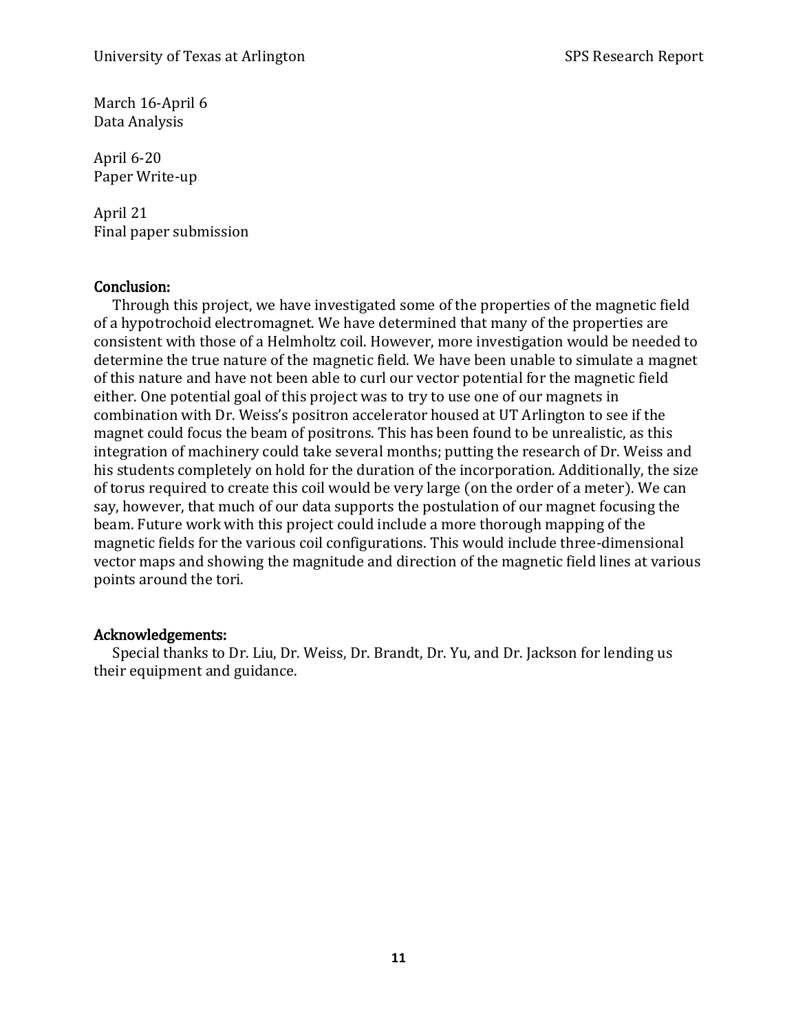March 16-April 6
Data Analysis

April 6-20
Paper Write-up

April 21
Final paper submission

## Conclusion:

Through this project, we have investigated some of the properties of the magnetic field of a hypotrochoid electromagnet. We have determined that many of the properties are consistent with those of a Helmholtz coil. However, more investigation would be needed to determine the true nature of the magnetic field. We have been unable to simulate a magnet of this nature and have not been able to curl our vector potential for the magnetic field either. One potential goal of this project was to try to use one of our magnets in combination with Dr. Weiss's positron accelerator housed at UT Arlington to see if the magnet could focus the beam of positrons. This has been found to be unrealistic, as this integration of machinery could take several months; putting the research of Dr. Weiss and his students completely on hold for the duration of the incorporation. Additionally, the size of torus required to create this coil would be very large (on the order of a meter). We can say, however, that much of our data supports the postulation of our magnet focusing the beam. Future work with this project could include a more thorough mapping of the magnetic fields for the various coil configurations. This would include three-dimensional vector maps and showing the magnitude and direction of the magnetic field lines at various points around the tori.

## Acknowledgements:

Special thanks to Dr. Liu, Dr. Weiss, Dr. Brandt, Dr. Yu, and Dr. Jackson for lending us their equipment and guidance.